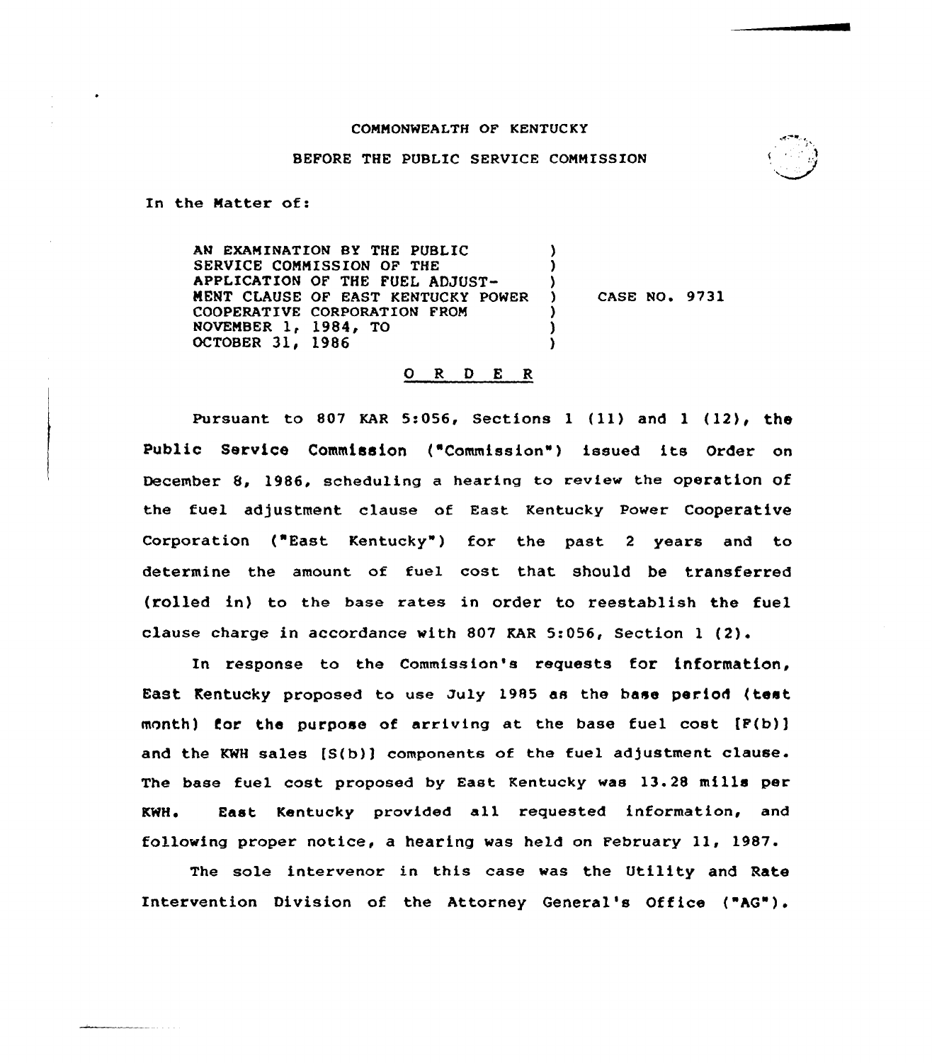COMMONWEALTH OF KENTUCKY

BEFORE THE PUBLIC SERVICE COMMISSION

In the Matter of:

AN EXAMINATION BY THE PUBLIC SERVICE COMMISSION OF THE APPLICATION OF THE FUEL ADJUSTMENT CLAUSE OF EAST KENTUCKY POWER COOPERATIVE CORPORATION FROM NOVEMBER 1, 1984, TO OCTOBER 31, 1986 ) CASE NO. 9731

O R D E R

Pursuant to 807 KAR 5:056, Sections 1 (11) and 1 (12), the Public Service Commission ("Commission") issued its Order on December 8, 1986, scheduling a hearing to review the operation of the fuel adjustment clause of East Kentucky Power Cooperative Corporation ("East Kentucky") for the past 2 years and to determine the amount of fuel cost that should be transferred (rolled in) to the base rates in order to reestablish the fuel clause charge in accordance with 807 KAR 5:056, Section 1 (2).

In response to the Commission's requests for information, East Kentucky proposed to use July 1985 as the base period (test month) for the purpose of arriving at the base fuel cost [F(b)] and the KWH sales [S(b)] components of the fuel adjustment clause. The base fuel cost proposed by East Kentucky was 13.28 mills per KWH. East Kentucky provided all requested information, and following proper notice, a hearing was held on February 11, 1987.

The sole intervenor in this case was the Utility and Rate Intervention Division of the Attorney General's Office ("AG").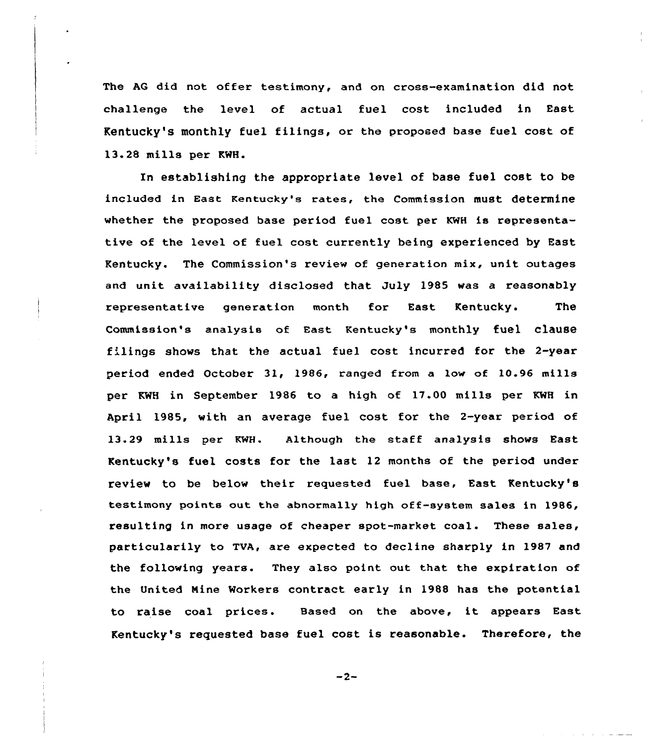The AG did not offer testimony, and on cross-examination did not challenge the level of actual fuel cost included in East Kentucky's monthly fuel filings, or the proposed base fuel cost of 13.28 mills per KWH.

In establishing the appropriate level of base fuel cost to be included in East Kentucky's rates, the Commission must determine whether the proposed base period fuel cost per KWH is representative of the level of fuel cost currently being experienced by East Kentucky. The Commission's review of generation mix, unit outages and unit availability disclosed that July 1985 was a reasonably representative generation month for East Kentucky. The Commission's analysis of East Kentucky's monthly fuel clause filings shows that the actual fuel cost incurred for the 2-year period ended October 31, 1986, ranged from a low of 10.96 mills per KWH in September 1986 to a high of 17.00 mills per KWH in April 1985, with an average fuel cost for the 2-year period of 13.29 mills per KWH. Although the staff analysis shows East Kentucky's fuel costs for the last 12 months of the period under review to be below their requested fuel base, East Kentucky's testimony points out the abnormally high off-system sales in 1986, resulting in more usage of cheaper spot-market coal. These sales, particularily to TVA, are expected to decline sharply in 1987 and the following years. They also point out that the expiration of the United Mine Workers contract early in 1988 has the potential to raise coal prices. Based on the above, it appears East Kentucky's requested base fuel cost is reasonable. Therefore, the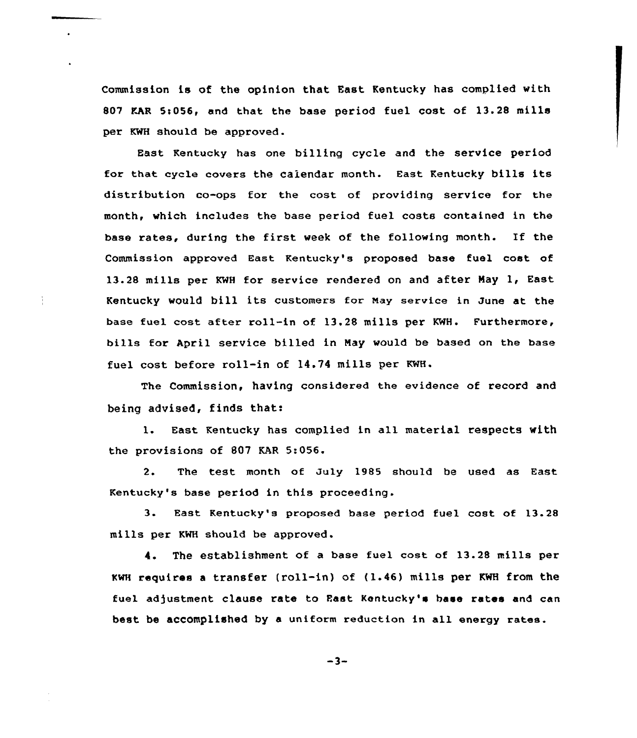Commission is of the opinion that East Kentucky has complied with 807 KAR 5:056, and that the base period fuel cost of 13.28 mills per KWH should be approved.

East Kentucky has one billing cycle and the service period for that cycle covers the calendar month. East Kentucky bills its distribution co-ops for the cost of providing service for the month, which includes the base period fuel costs contained in the base rates, during the first week of the following month. If the Commission approved East Kentucky's proposed base fuel cost of 13.28 mills per KWH for service rendered on and after May 1, East Kentucky would bill its customers for May service in June at the base fuel cost after roll-in of 13.28 mills per KWH. Furthermore, bills for April service billed in May would be based on the base fuel cost before roll-in of 14.74 mills per KWH.

The Commission, having considered the evidence of record and being advised, finds that:

1. East Kentucky has complied in all material respects with the provisions of 807 KAR 5:056.

2. The test month of July 1985 should be used as East Kentucky's base period in this proceeding.

3. East Kentucky's proposed base period fuel cost of 13.28 mills per KWH should be approved.

4. The establishment of a base fuel cost of 13.28 mills per KWH requires a transfer (roll-in) of (1.46) mills per KWH from the fuel adjustment clause rate to East Kentucky's base rates and can best be accomplished by a uniform reduction in all energy rates.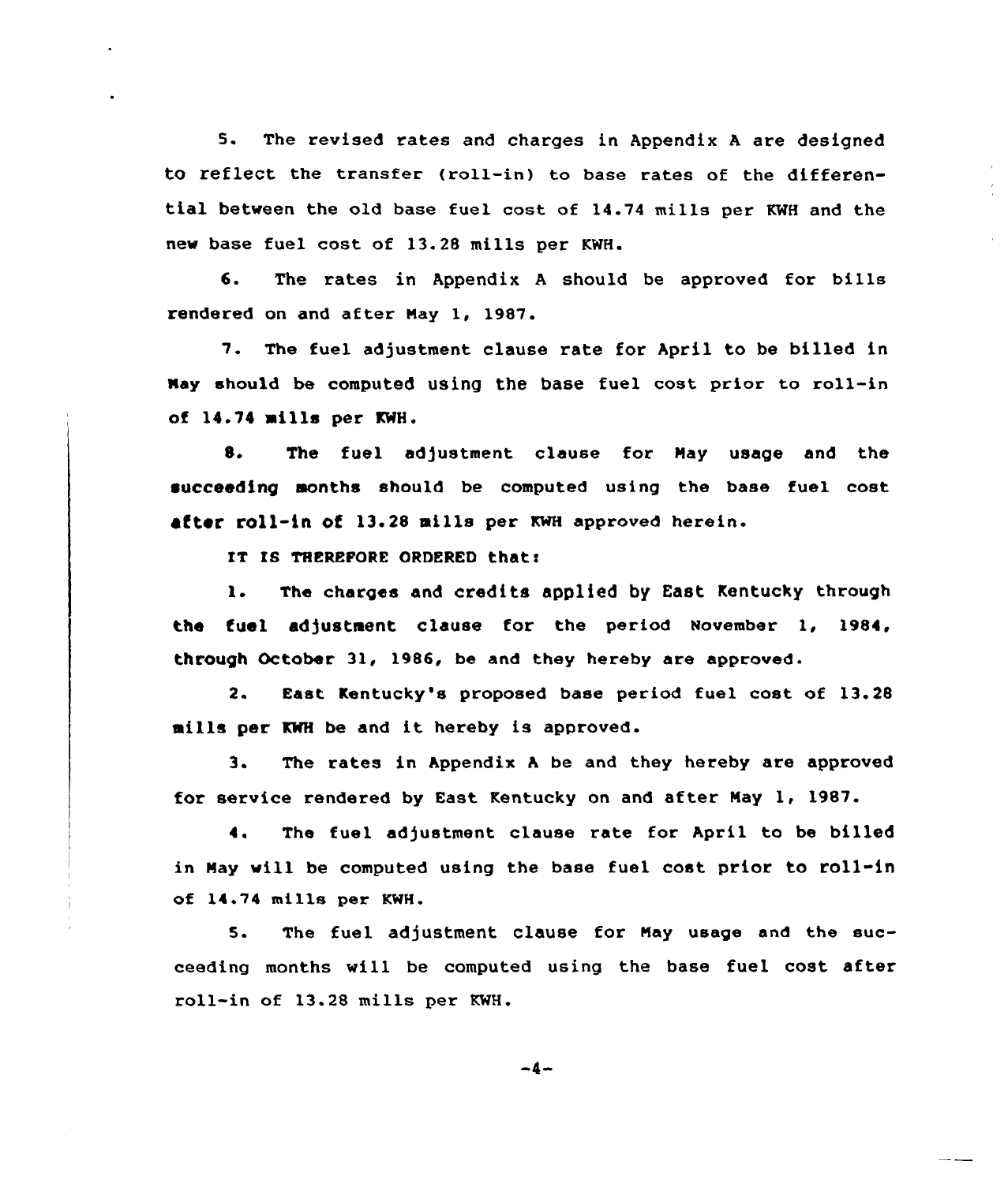5. The revised rates and charges in Appendix A are designed to reflect the transfer (roll-in) to base rates of the differential between the old base fuel cost of 14.74 mills per KWH and the new base fuel cost of 13.28 mills per KWH.

6. The rates in Appendix A should be approved for bills rendered on and after May 1, 1987.

7. The fuel adjustment clause rate for April to be billed in May should be computed using the base fuel cost prior to roll-in of 14.74 mills per KWH.

8. The fuel adjustment clause for May usage and the succeeding months should be computed using the base fuel cost after roll-in of 13.28 mills per KWH approved herein.

IT IS THEREFORE ORDERED that:

1. The charges and credits applied by East Kentucky through the fuel adjustment clause for the period November 1, 1984, through October 31, 1986, be and they hereby are approved.

2. East Kentucky's proposed base period fuel cost of 13.28 mills per KWH be and it hereby is approved.

3. The rates in Appendix A be and they hereby are approved for service rendered by East Kentucky on and after May 1, 1987.

4. The fuel adjustment clause rate for April to be billed in May will be computed using the base fuel cost prior to roll-in of 14.74 mills per KWH.

5. The fuel adjustment clause for May usage and the succeeding months will be computed using the base fuel cost after roll-in of 13.28 mills per KWH.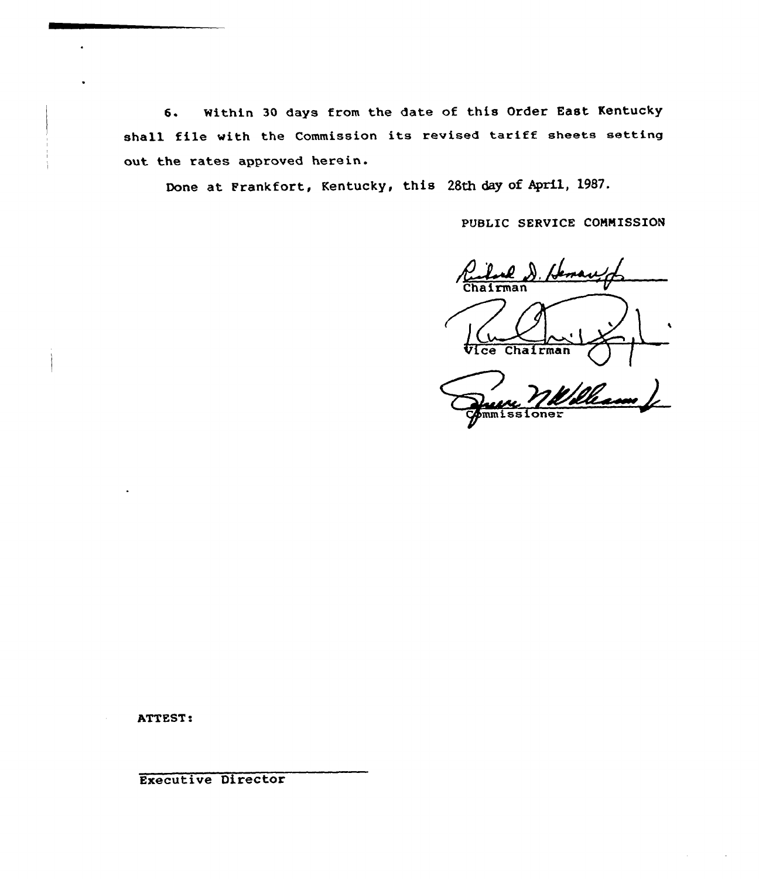6. Within 30 days from the date of this Order East Kentucky shall file with the Commission its revised tariff sheets setting out the rates approved herein.

Done at Frankfort, Kentucky, this 28th day of April, 1987.

PUBLIC SERVICE COMMISSION

Chairman

Vice Chairman

Commissioner

ATTEST:

Executive Director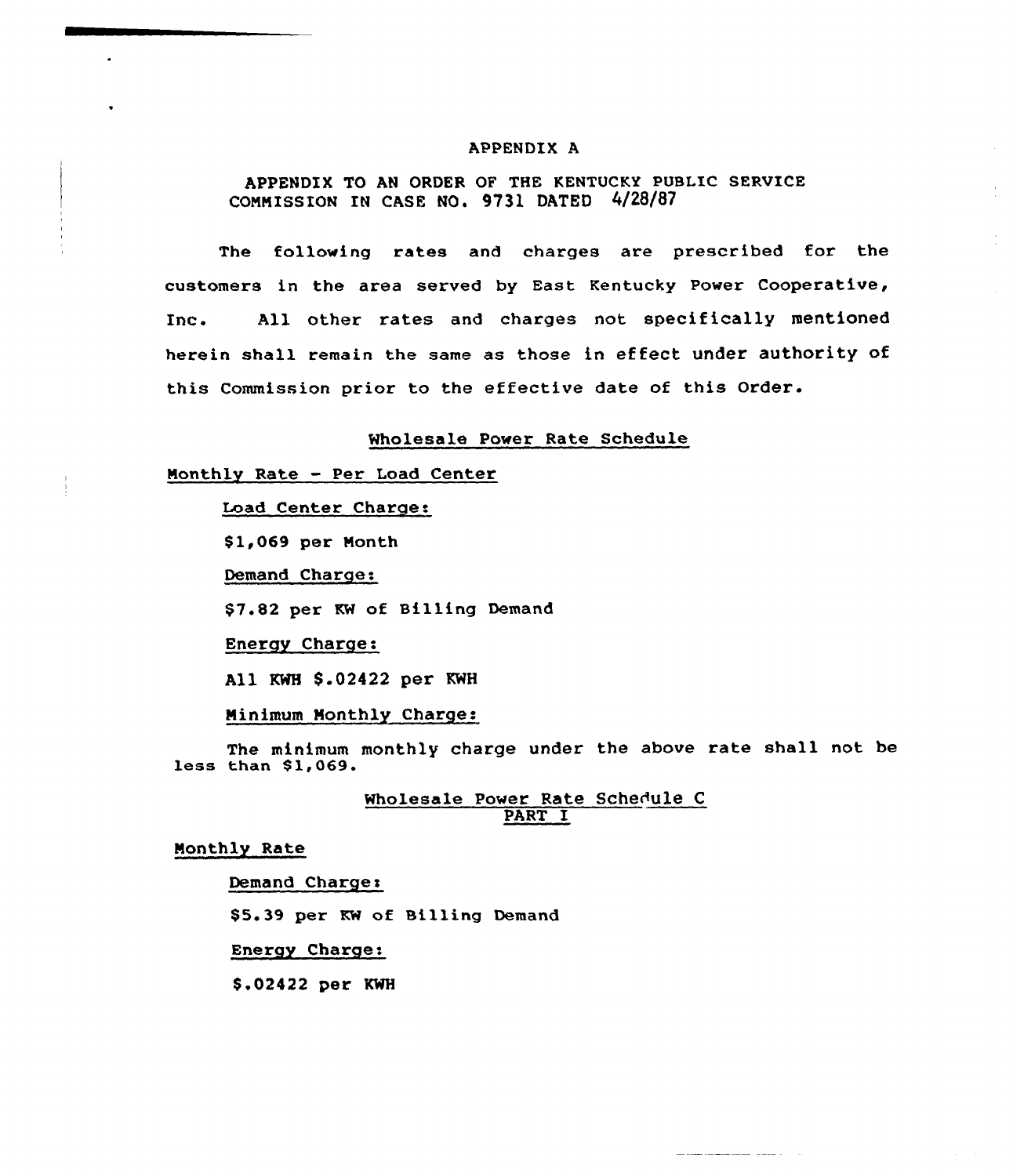# APPENDIX A

APPENDIX TO AN ORDER OF THE KENTUCKY PUBLIC SERVICE COMMISSION IN CASE NO. 9731 DATED 4/28/87

The following rates and charges are prescribed for the customers in the area served by East Kentucky Power Cooperative, Inc. All other rates and charges not specifically mentioned herein shall remain the same as those in effect under authority of this Commission prior to the effective date of this Order.

## Wholesale Power Rate Schedule

### Monthly Rate - Per Load Center

Load Center Charge:

$1,069 per Month

Demand Charge:

$7.82 per KW of Billing Demand

Energy Charge:

All KWH $.02422 per KWH

Minimum Monthly Charge:

The minimum monthly charge under the above rate shall not be less than $1,069.

## Wholesale Power Rate Schedule C
## PART I

### Monthly Rate

Demand Charge:

$5.39 per KW of Billing Demand

Energy Charge:

$.02422 per KWH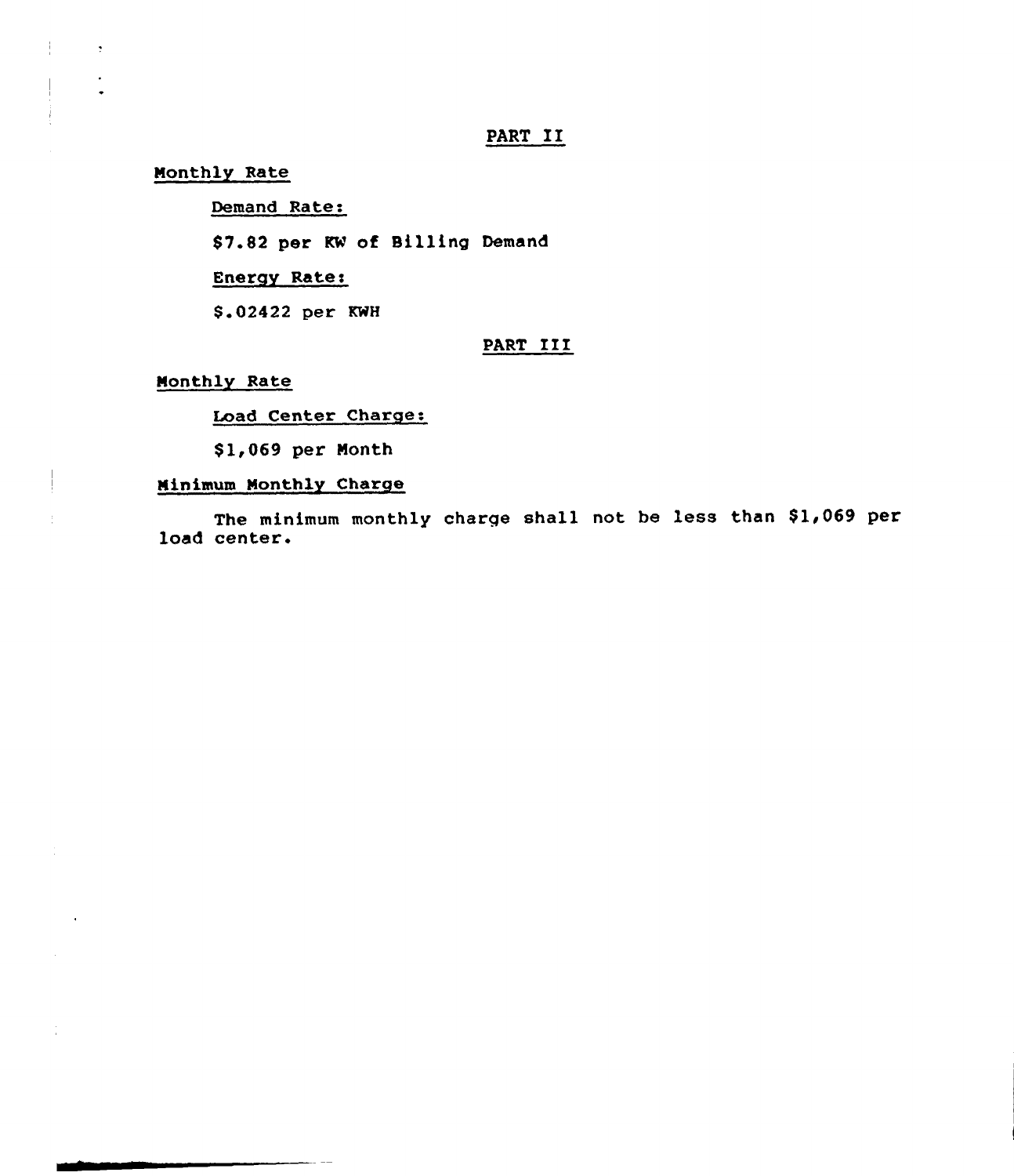## PART II

Monthly Rate

Demand Rate:

$7.82 per KW of Billing Demand

Energy Rate:

$.02422 per KWH

## PART III

Monthly Rate

Load Center Charge:

$1,069 per Month

Minimum Monthly Charge

The minimum monthly charge shall not be less than $1,069 per load center.